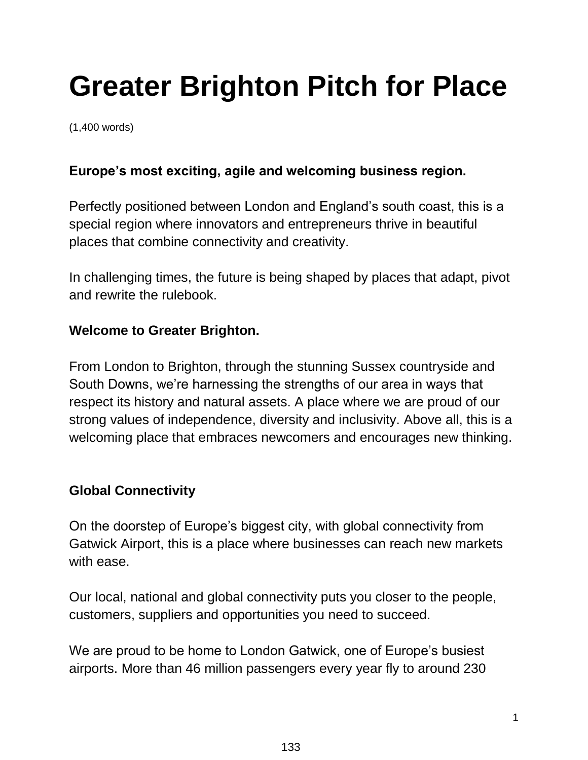# Greater Brighton Pitch for Place

(1,400 words)

**Europe's most exciting, agile and welcoming business region.**

Perfectly positioned between London and England's south coast, this is a special region where innovators and entrepreneurs thrive in beautiful places that combine connectivity and creativity.

In challenging times, the future is being shaped by places that adapt, pivot and rewrite the rulebook.

**Welcome to Greater Brighton.**

From London to Brighton, through the stunning Sussex countryside and South Downs, we're harnessing the strengths of our area in ways that respect its history and natural assets. A place where we are proud of our strong values of independence, diversity and inclusivity. Above all, this is a welcoming place that embraces newcomers and encourages new thinking.

**Global Connectivity**

On the doorstep of Europe's biggest city, with global connectivity from Gatwick Airport, this is a place where businesses can reach new markets with ease.

Our local, national and global connectivity puts you closer to the people, customers, suppliers and opportunities you need to succeed.

We are proud to be home to London Gatwick, one of Europe's busiest airports. More than 46 million passengers every year fly to around 230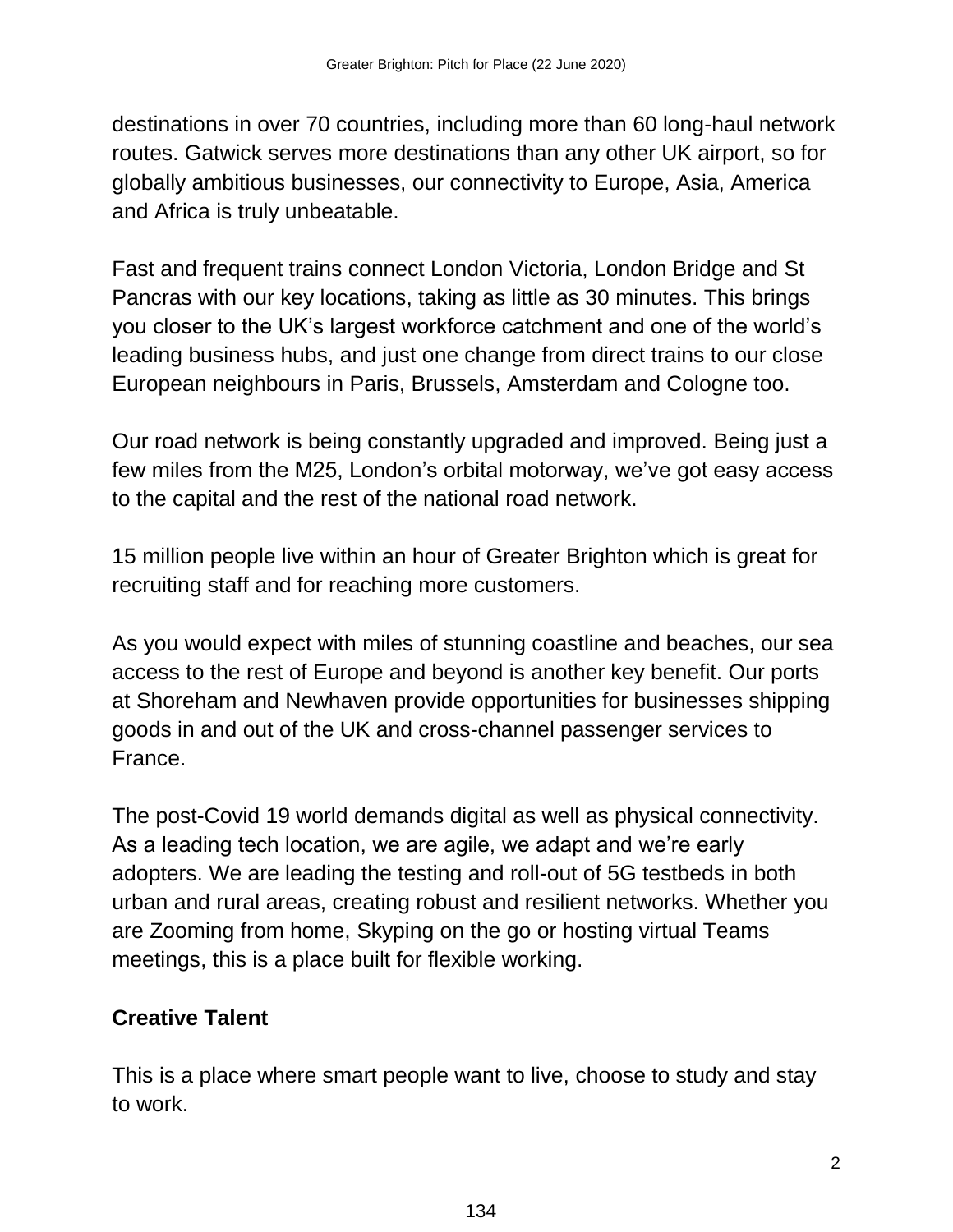destinations in over 70 countries, including more than 60 long-haul network routes. Gatwick serves more destinations than any other UK airport, so for globally ambitious businesses, our connectivity to Europe, Asia, America and Africa is truly unbeatable.

Fast and frequent trains connect London Victoria, London Bridge and St Pancras with our key locations, taking as little as 30 minutes. This brings you closer to the UK's largest workforce catchment and one of the world's leading business hubs, and just one change from direct trains to our close European neighbours in Paris, Brussels, Amsterdam and Cologne too.

Our road network is being constantly upgraded and improved. Being just a few miles from the M25, London's orbital motorway, we've got easy access to the capital and the rest of the national road network.

15 million people live within an hour of Greater Brighton which is great for recruiting staff and for reaching more customers.

As you would expect with miles of stunning coastline and beaches, our sea access to the rest of Europe and beyond is another key benefit. Our ports at Shoreham and Newhaven provide opportunities for businesses shipping goods in and out of the UK and cross-channel passenger services to France.

The post-Covid 19 world demands digital as well as physical connectivity. As a leading tech location, we are agile, we adapt and we're early adopters. We are leading the testing and roll-out of 5G testbeds in both urban and rural areas, creating robust and resilient networks. Whether you are Zooming from home, Skyping on the go or hosting virtual Teams meetings, this is a place built for flexible working.

**Creative Talent**

This is a place where smart people want to live, choose to study and stay to work.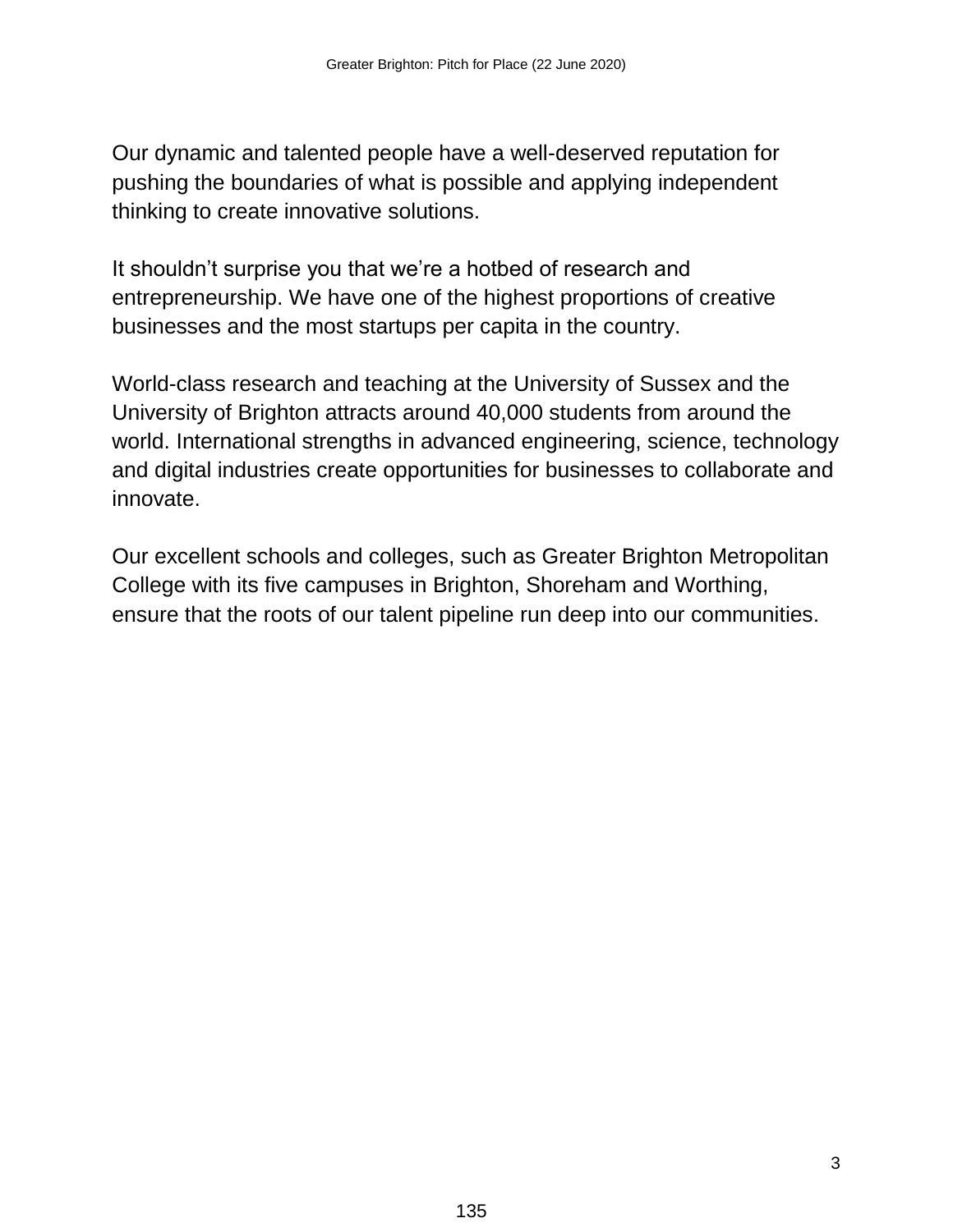Our dynamic and talented people have a well-deserved reputation for pushing the boundaries of what is possible and applying independent thinking to create innovative solutions.

It shouldn't surprise you that we're a hotbed of research and entrepreneurship. We have one of the highest proportions of creative businesses and the most startups per capita in the country.

World-class research and teaching at the University of Sussex and the University of Brighton attracts around 40,000 students from around the world. International strengths in advanced engineering, science, technology and digital industries create opportunities for businesses to collaborate and innovate.

Our excellent schools and colleges, such as Greater Brighton Metropolitan College with its five campuses in Brighton, Shoreham and Worthing, ensure that the roots of our talent pipeline run deep into our communities.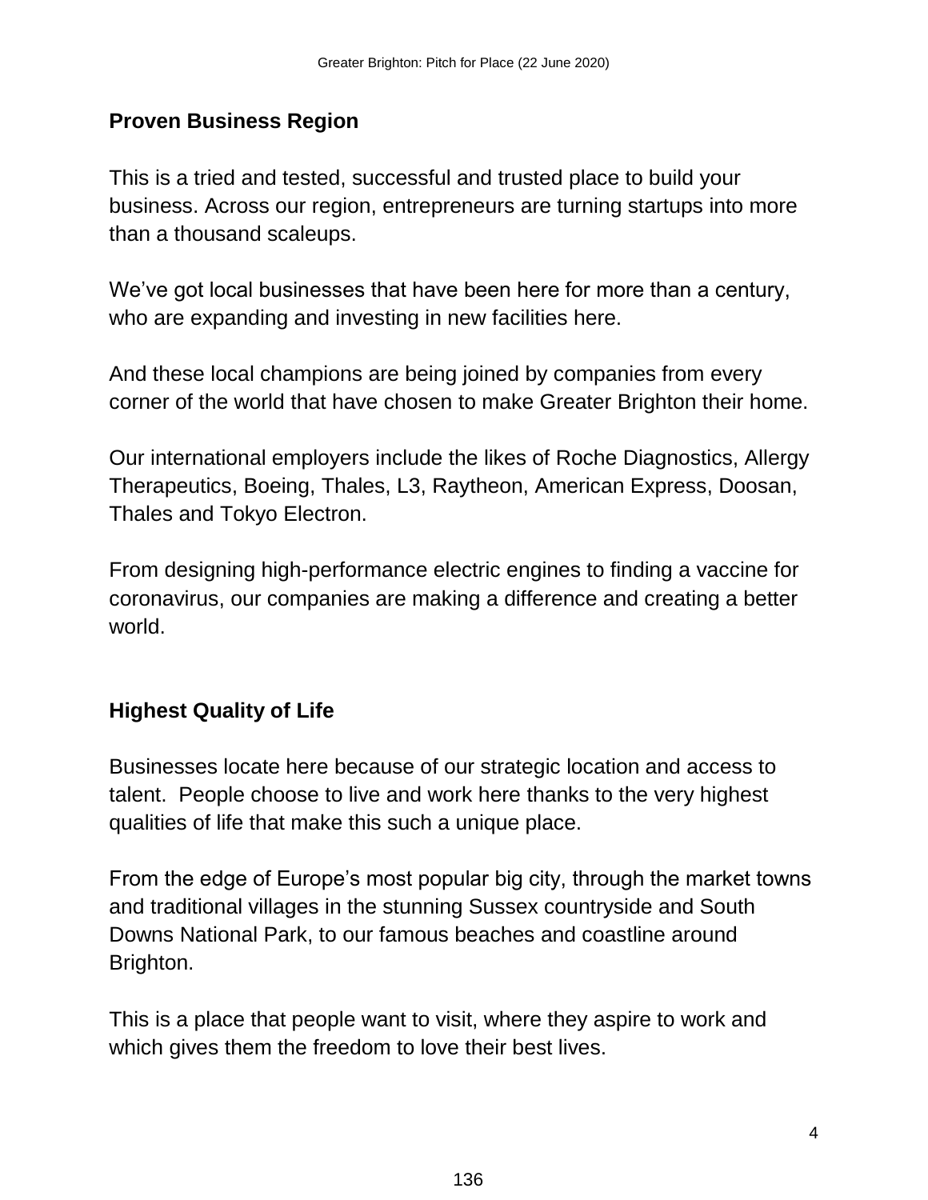## Proven Business Region

This is a tried and tested, successful and trusted place to build your business. Across our region, entrepreneurs are turning startups into more than a thousand scaleups.

We've got local businesses that have been here for more than a century, who are expanding and investing in new facilities here.

And these local champions are being joined by companies from every corner of the world that have chosen to make Greater Brighton their home.

Our international employers include the likes of Roche Diagnostics, Allergy Therapeutics, Boeing, Thales, L3, Raytheon, American Express, Doosan, Thales and Tokyo Electron.

From designing high-performance electric engines to finding a vaccine for coronavirus, our companies are making a difference and creating a better world.

## Highest Quality of Life

Businesses locate here because of our strategic location and access to talent. People choose to live and work here thanks to the very highest qualities of life that make this such a unique place.

From the edge of Europe's most popular big city, through the market towns and traditional villages in the stunning Sussex countryside and South Downs National Park, to our famous beaches and coastline around Brighton.

This is a place that people want to visit, where they aspire to work and which gives them the freedom to love their best lives.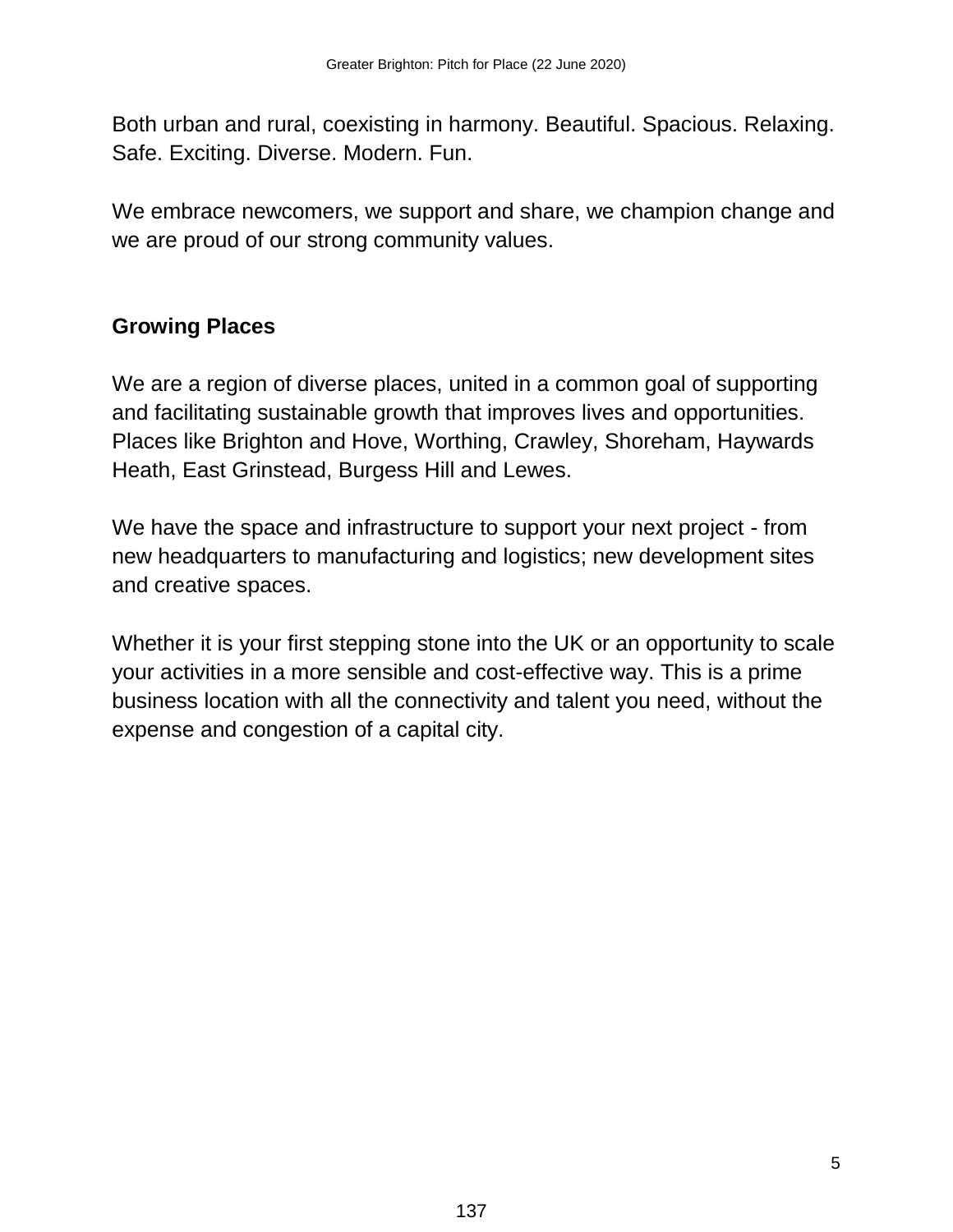Both urban and rural, coexisting in harmony. Beautiful. Spacious. Relaxing. Safe. Exciting. Diverse. Modern. Fun.

We embrace newcomers, we support and share, we champion change and we are proud of our strong community values.

## Growing Places

We are a region of diverse places, united in a common goal of supporting and facilitating sustainable growth that improves lives and opportunities. Places like Brighton and Hove, Worthing, Crawley, Shoreham, Haywards Heath, East Grinstead, Burgess Hill and Lewes.

We have the space and infrastructure to support your next project - from new headquarters to manufacturing and logistics; new development sites and creative spaces.

Whether it is your first stepping stone into the UK or an opportunity to scale your activities in a more sensible and cost-effective way. This is a prime business location with all the connectivity and talent you need, without the expense and congestion of a capital city.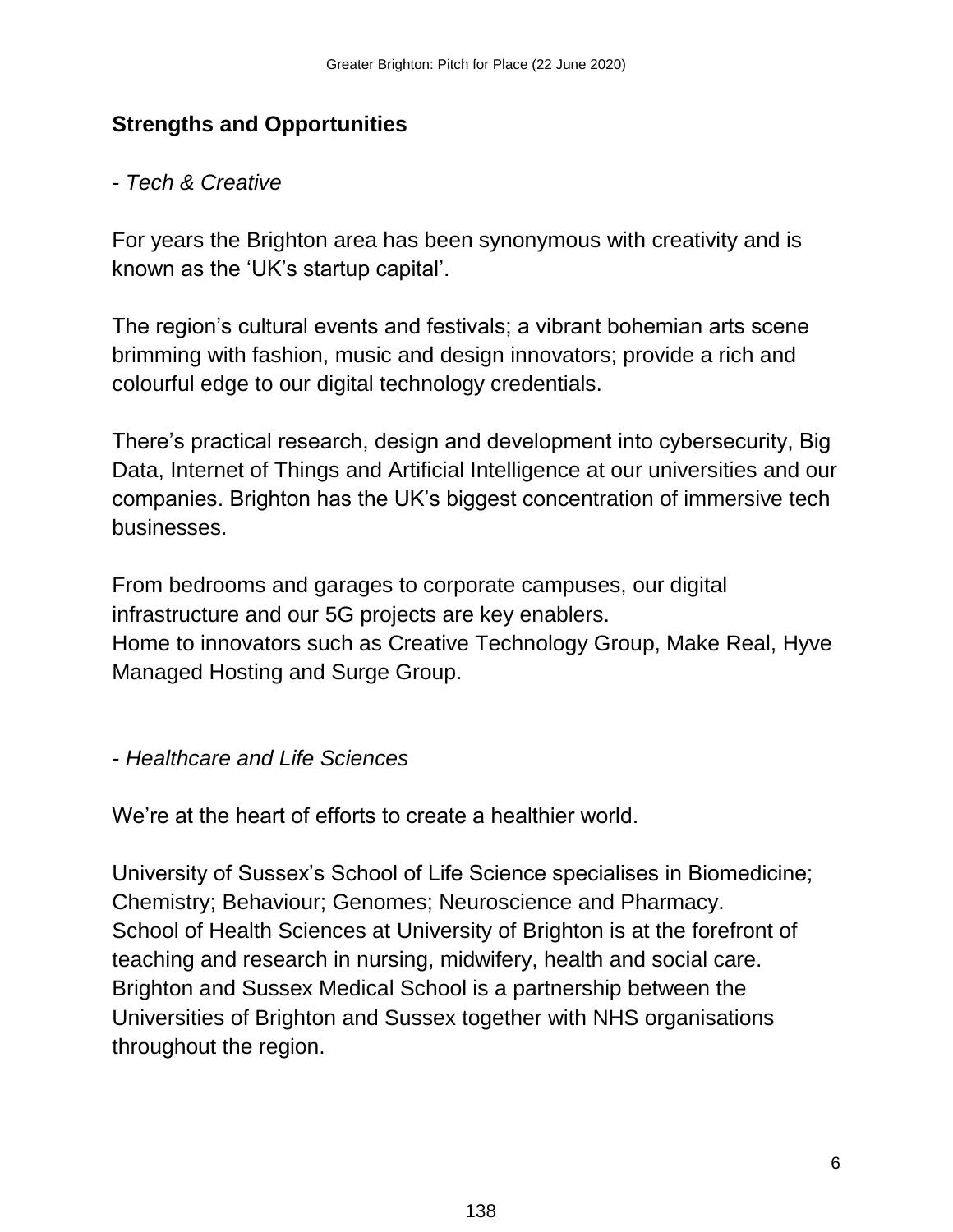## Strengths and Opportunities

*- Tech & Creative*

For years the Brighton area has been synonymous with creativity and is known as the 'UK's startup capital'.

The region's cultural events and festivals; a vibrant bohemian arts scene brimming with fashion, music and design innovators; provide a rich and colourful edge to our digital technology credentials.

There's practical research, design and development into cybersecurity, Big Data, Internet of Things and Artificial Intelligence at our universities and our companies. Brighton has the UK's biggest concentration of immersive tech businesses.

From bedrooms and garages to corporate campuses, our digital infrastructure and our 5G projects are key enablers.
Home to innovators such as Creative Technology Group, Make Real, Hyve Managed Hosting and Surge Group.

*- Healthcare and Life Sciences*

We're at the heart of efforts to create a healthier world.

University of Sussex's School of Life Science specialises in Biomedicine; Chemistry; Behaviour; Genomes; Neuroscience and Pharmacy.
School of Health Sciences at University of Brighton is at the forefront of teaching and research in nursing, midwifery, health and social care.
Brighton and Sussex Medical School is a partnership between the Universities of Brighton and Sussex together with NHS organisations throughout the region.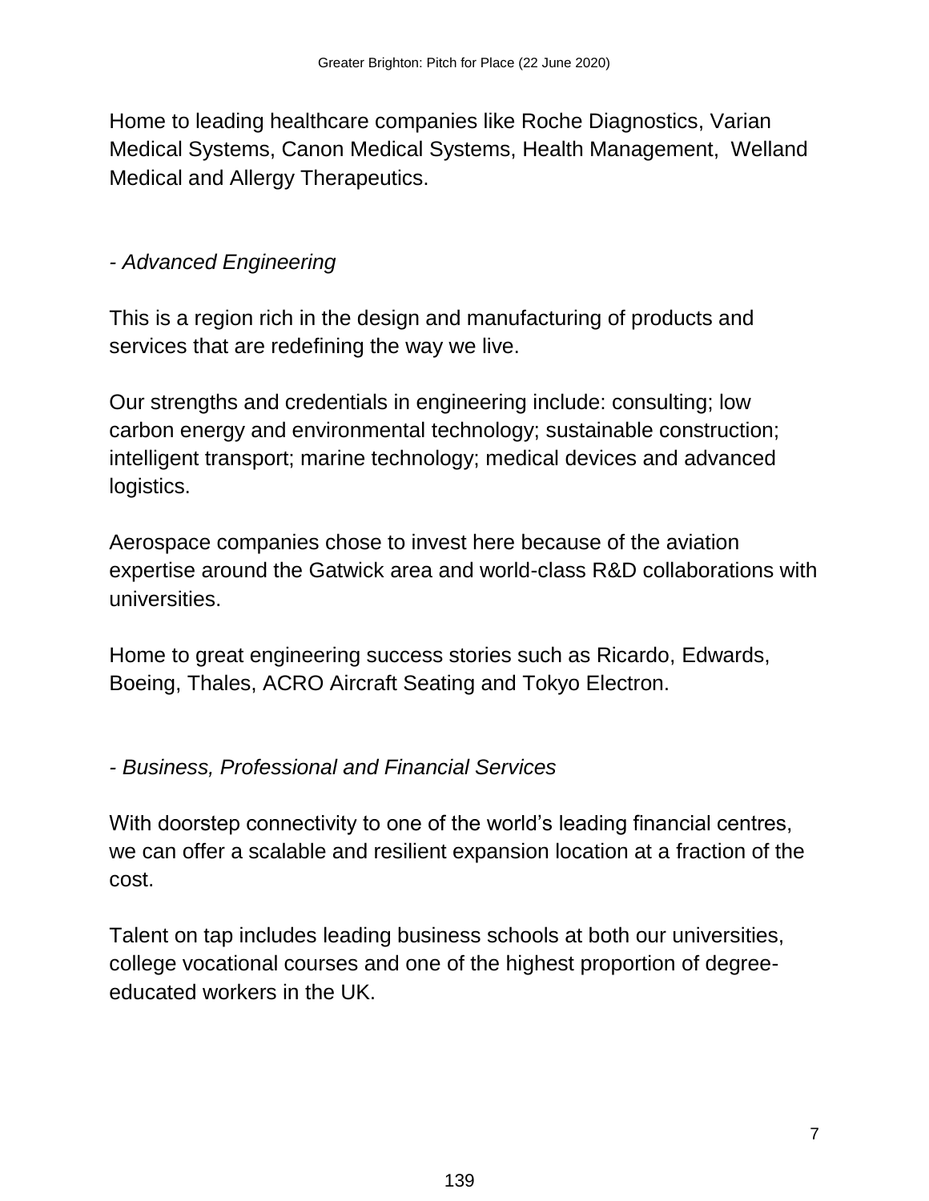Home to leading healthcare companies like Roche Diagnostics, Varian Medical Systems, Canon Medical Systems, Health Management, Welland Medical and Allergy Therapeutics.

*- Advanced Engineering*

This is a region rich in the design and manufacturing of products and services that are redefining the way we live.

Our strengths and credentials in engineering include: consulting; low carbon energy and environmental technology; sustainable construction; intelligent transport; marine technology; medical devices and advanced logistics.

Aerospace companies chose to invest here because of the aviation expertise around the Gatwick area and world-class R&D collaborations with universities.

Home to great engineering success stories such as Ricardo, Edwards, Boeing, Thales, ACRO Aircraft Seating and Tokyo Electron.

*- Business, Professional and Financial Services*

With doorstep connectivity to one of the world's leading financial centres, we can offer a scalable and resilient expansion location at a fraction of the cost.

Talent on tap includes leading business schools at both our universities, college vocational courses and one of the highest proportion of degree-educated workers in the UK.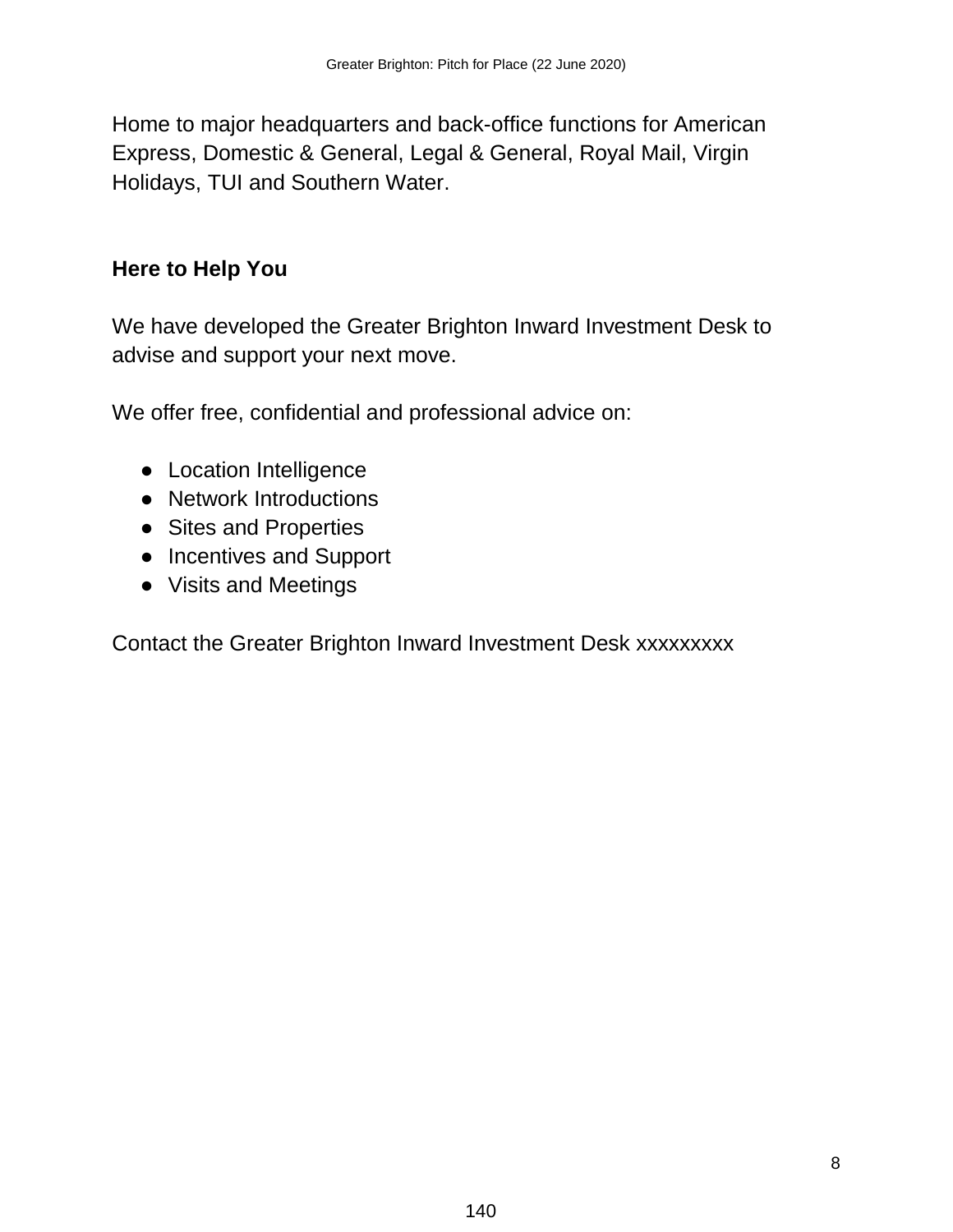Home to major headquarters and back-office functions for American Express, Domestic & General, Legal & General, Royal Mail, Virgin Holidays, TUI and Southern Water.

## Here to Help You

We have developed the Greater Brighton Inward Investment Desk to advise and support your next move.

We offer free, confidential and professional advice on:

- Location Intelligence
- Network Introductions
- Sites and Properties
- Incentives and Support
- Visits and Meetings

Contact the Greater Brighton Inward Investment Desk xxxxxxxxx